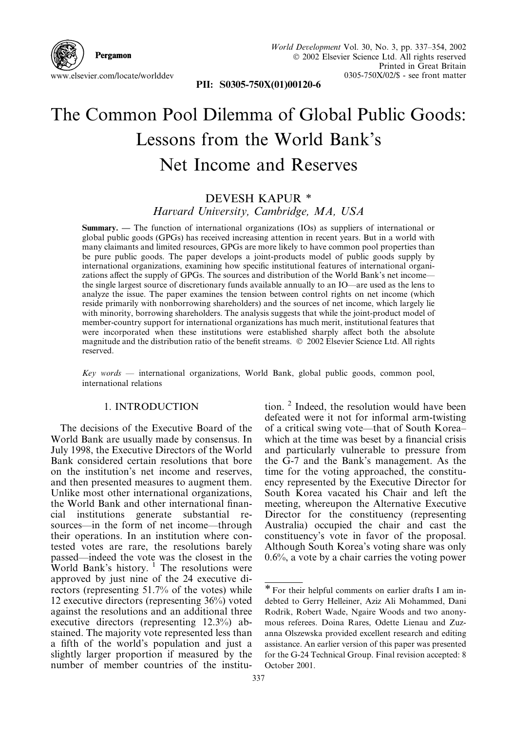# The Common Pool Dilemma of Global Public Goods: Lessons from the World Bank's Net Income and Reserves

DEVESH KAPUR *

*Harvard University, Cambridge, MA, USA*

**Summary.** — The function of international organizations (IOs) as suppliers of international or global public goods (GPGs) has received increasing attention in recent years. But in a world with many claimants and limited resources, GPGs are more likely to have common pool properties than be pure public goods. The paper develops a joint-products model of public goods supply by international organizations, examining how specific institutional features of international organizations affect the supply of GPGs. The sources and distribution of the World Bank's net income—the single largest source of discretionary funds available annually to an IO—are used as the lens to analyze the issue. The paper examines the tension between control rights on net income (which reside primarily with nonborrowing shareholders) and the sources of net income, which largely lie with minority, borrowing shareholders. The analysis suggests that while the joint-product model of member-country support for international organizations has much merit, institutional features that were incorporated when these institutions were established sharply affect both the absolute magnitude and the distribution ratio of the benefit streams. © 2002 Elsevier Science Ltd. All rights reserved.

*Key words* — international organizations, World Bank, global public goods, common pool, international relations

## 1. INTRODUCTION

The decisions of the Executive Board of the World Bank are usually made by consensus. In July 1998, the Executive Directors of the World Bank considered certain resolutions that bore on the institution's net income and reserves, and then presented measures to augment them. Unlike most other international organizations, the World Bank and other international financial institutions generate substantial resources—in the form of net income—through their operations. In an institution where contested votes are rare, the resolutions barely passed—indeed the vote was the closest in the World Bank's history. [1] The resolutions were approved by just nine of the 24 executive directors (representing 51.7% of the votes) while 12 executive directors (representing 36%) voted against the resolutions and an additional three executive directors (representing 12.3%) abstained. The majority vote represented less than a fifth of the world's population and just a slightly larger proportion if measured by the number of member countries of the institution. [2] Indeed, the resolution would have been defeated were it not for informal arm-twisting of a critical swing vote—that of South Korea–which at the time was beset by a financial crisis and particularly vulnerable to pressure from the G-7 and the Bank's management. As the time for the voting approached, the constituency represented by the Executive Director for South Korea vacated his Chair and left the meeting, whereupon the Alternative Executive Director for the constituency (representing Australia) occupied the chair and cast the constituency's vote in favor of the proposal. Although South Korea's voting share was only 0.6%, a vote by a chair carries the voting power

---

* For their helpful comments on earlier drafts I am indebted to Gerry Helleiner, Aziz Ali Mohammed, Dani Rodrik, Robert Wade, Ngaire Woods and two anonymous referees. Doina Rares, Odette Lienau and Zuzanna Olszewska provided excellent research and editing assistance. An earlier version of this paper was presented for the G-24 Technical Group. Final revision accepted: 8 October 2001.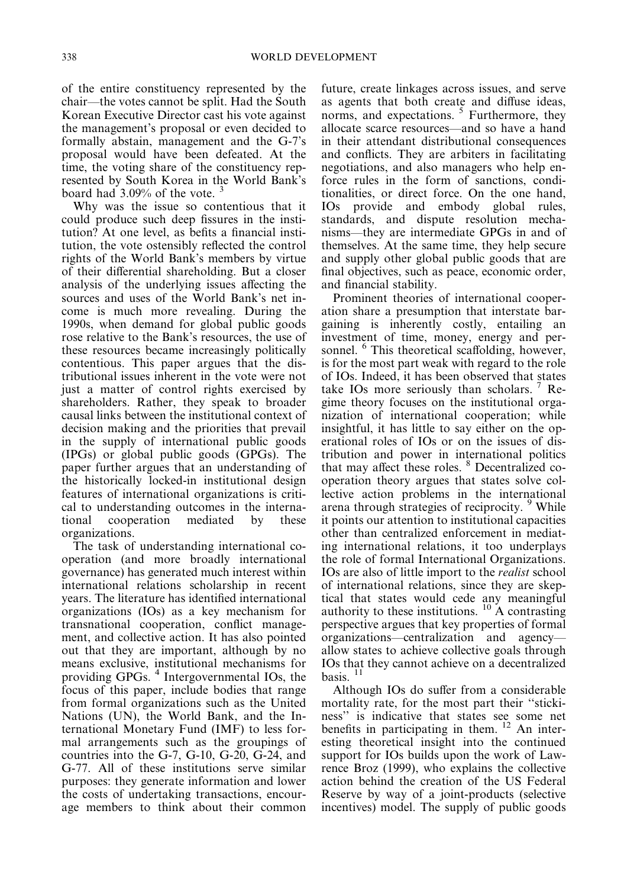of the entire constituency represented by the chair—the votes cannot be split. Had the South Korean Executive Director cast his vote against the management's proposal or even decided to formally abstain, management and the G-7's proposal would have been defeated. At the time, the voting share of the constituency represented by South Korea in the World Bank's board had 3.09% of the vote. [3]

Why was the issue so contentious that it could produce such deep fissures in the institution? At one level, as befits a financial institution, the vote ostensibly reflected the control rights of the World Bank's members by virtue of their differential shareholding. But a closer analysis of the underlying issues affecting the sources and uses of the World Bank's net income is much more revealing. During the 1990s, when demand for global public goods rose relative to the Bank's resources, the use of these resources became increasingly politically contentious. This paper argues that the distributional issues inherent in the vote were not just a matter of control rights exercised by shareholders. Rather, they speak to broader causal links between the institutional context of decision making and the priorities that prevail in the supply of international public goods (IPGs) or global public goods (GPGs). The paper further argues that an understanding of the historically locked-in institutional design features of international organizations is critical to understanding outcomes in the international cooperation mediated by these organizations.

The task of understanding international cooperation (and more broadly international governance) has generated much interest within international relations scholarship in recent years. The literature has identified international organizations (IOs) as a key mechanism for transnational cooperation, conflict management, and collective action. It has also pointed out that they are important, although by no means exclusive, institutional mechanisms for providing GPGs. [4] Intergovernmental IOs, the focus of this paper, include bodies that range from formal organizations such as the United Nations (UN), the World Bank, and the International Monetary Fund (IMF) to less formal arrangements such as the groupings of countries into the G-7, G-10, G-20, G-24, and G-77. All of these institutions serve similar purposes: they generate information and lower the costs of undertaking transactions, encourage members to think about their common future, create linkages across issues, and serve as agents that both create and diffuse ideas, norms, and expectations. [5] Furthermore, they allocate scarce resources—and so have a hand in their attendant distributional consequences and conflicts. They are arbiters in facilitating negotiations, and also managers who help enforce rules in the form of sanctions, conditionalities, or direct force. On the one hand, IOs provide and embody global rules, standards, and dispute resolution mechanisms—they are intermediate GPGs in and of themselves. At the same time, they help secure and supply other global public goods that are final objectives, such as peace, economic order, and financial stability.

Prominent theories of international cooperation share a presumption that interstate bargaining is inherently costly, entailing an investment of time, money, energy and personnel. [6] This theoretical scaffolding, however, is for the most part weak with regard to the role of IOs. Indeed, it has been observed that states take IOs more seriously than scholars. [7] Regime theory focuses on the institutional organization of international cooperation; while insightful, it has little to say either on the operational roles of IOs or on the issues of distribution and power in international politics that may affect these roles. [8] Decentralized cooperation theory argues that states solve collective action problems in the international arena through strategies of reciprocity. [9] While it points our attention to institutional capacities other than centralized enforcement in mediating international relations, it too underplays the role of formal International Organizations. IOs are also of little import to the *realist* school of international relations, since they are skeptical that states would cede any meaningful authority to these institutions. [10] A contrasting perspective argues that key properties of formal organizations—centralization and agency—allow states to achieve collective goals through IOs that they cannot achieve on a decentralized basis. [11]

Although IOs do suffer from a considerable mortality rate, for the most part their "stickiness" is indicative that states see some net benefits in participating in them. [12] An interesting theoretical insight into the continued support for IOs builds upon the work of Lawrence Broz (1999), who explains the collective action behind the creation of the US Federal Reserve by way of a joint-products (selective incentives) model. The supply of public goods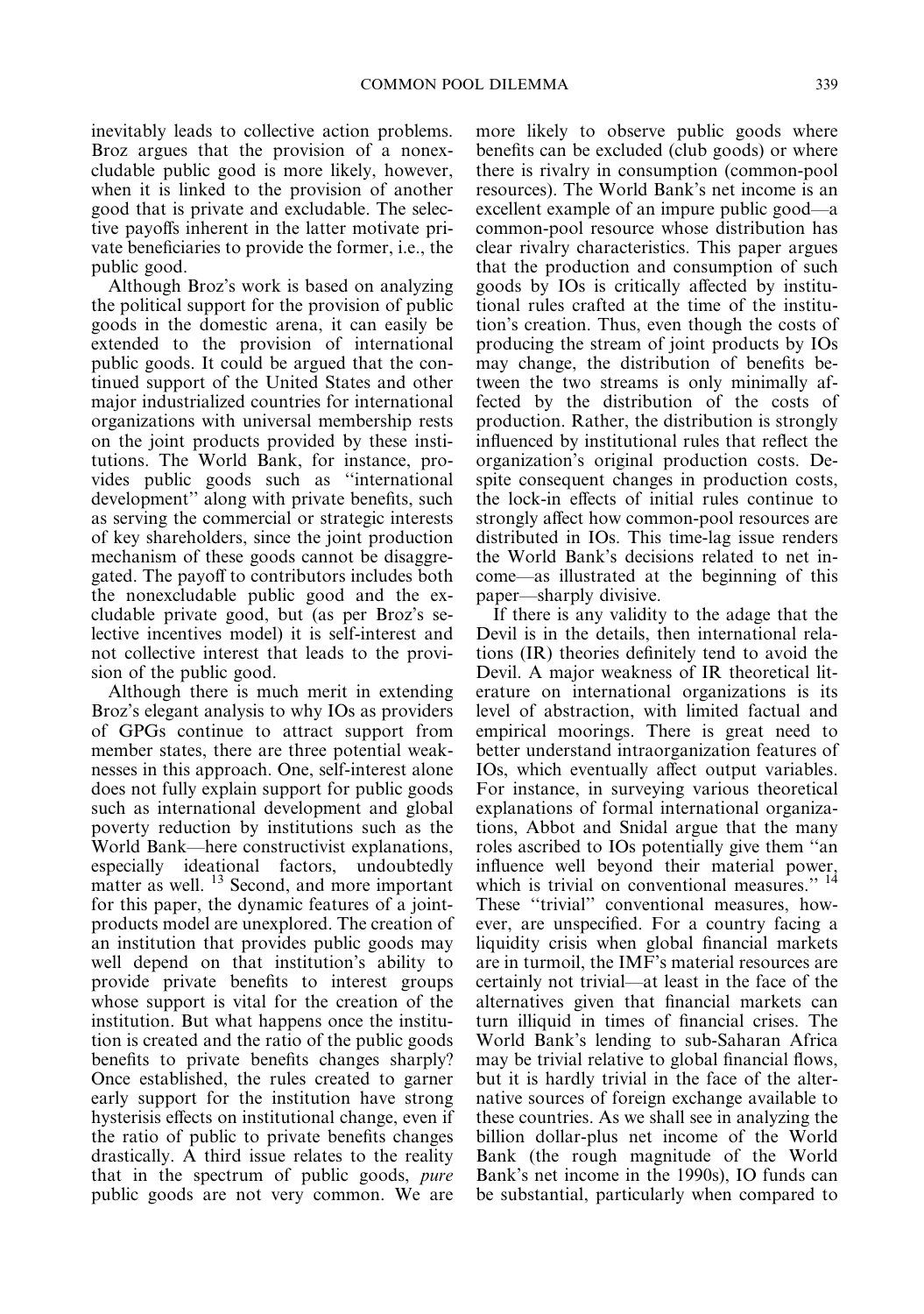inevitably leads to collective action problems. Broz argues that the provision of a nonexcludable public good is more likely, however, when it is linked to the provision of another good that is private and excludable. The selective payoffs inherent in the latter motivate private beneficiaries to provide the former, i.e., the public good.

Although Broz's work is based on analyzing the political support for the provision of public goods in the domestic arena, it can easily be extended to the provision of international public goods. It could be argued that the continued support of the United States and other major industrialized countries for international organizations with universal membership rests on the joint products provided by these institutions. The World Bank, for instance, provides public goods such as "international development" along with private benefits, such as serving the commercial or strategic interests of key shareholders, since the joint production mechanism of these goods cannot be disaggregated. The payoff to contributors includes both the nonexcludable public good and the excludable private good, but (as per Broz's selective incentives model) it is self-interest and not collective interest that leads to the provision of the public good.

Although there is much merit in extending Broz's elegant analysis to why IOs as providers of GPGs continue to attract support from member states, there are three potential weaknesses in this approach. One, self-interest alone does not fully explain support for public goods such as international development and global poverty reduction by institutions such as the World Bank—here constructivist explanations, especially ideational factors, undoubtedly matter as well. [13] Second, and more important for this paper, the dynamic features of a joint-products model are unexplored. The creation of an institution that provides public goods may well depend on that institution's ability to provide private benefits to interest groups whose support is vital for the creation of the institution. But what happens once the institution is created and the ratio of the public goods benefits to private benefits changes sharply? Once established, the rules created to garner early support for the institution have strong hysterisis effects on institutional change, even if the ratio of public to private benefits changes drastically. A third issue relates to the reality that in the spectrum of public goods, *pure* public goods are not very common. We are more likely to observe public goods where benefits can be excluded (club goods) or where there is rivalry in consumption (common-pool resources). The World Bank's net income is an excellent example of an impure public good—a common-pool resource whose distribution has clear rivalry characteristics. This paper argues that the production and consumption of such goods by IOs is critically affected by institutional rules crafted at the time of the institution's creation. Thus, even though the costs of producing the stream of joint products by IOs may change, the distribution of benefits between the two streams is only minimally affected by the distribution of the costs of production. Rather, the distribution is strongly influenced by institutional rules that reflect the organization's original production costs. Despite consequent changes in production costs, the lock-in effects of initial rules continue to strongly affect how common-pool resources are distributed in IOs. This time-lag issue renders the World Bank's decisions related to net income—as illustrated at the beginning of this paper—sharply divisive.

If there is any validity to the adage that the Devil is in the details, then international relations (IR) theories definitely tend to avoid the Devil. A major weakness of IR theoretical literature on international organizations is its level of abstraction, with limited factual and empirical moorings. There is great need to better understand intraorganization features of IOs, which eventually affect output variables. For instance, in surveying various theoretical explanations of formal international organizations, Abbot and Snidal argue that the many roles ascribed to IOs potentially give them "an influence well beyond their material power, which is trivial on conventional measures." [14] These "trivial" conventional measures, however, are unspecified. For a country facing a liquidity crisis when global financial markets are in turmoil, the IMF's material resources are certainly not trivial—at least in the face of the alternatives given that financial markets can turn illiquid in times of financial crises. The World Bank's lending to sub-Saharan Africa may be trivial relative to global financial flows, but it is hardly trivial in the face of the alternative sources of foreign exchange available to these countries. As we shall see in analyzing the billion dollar-plus net income of the World Bank (the rough magnitude of the World Bank's net income in the 1990s), IO funds can be substantial, particularly when compared to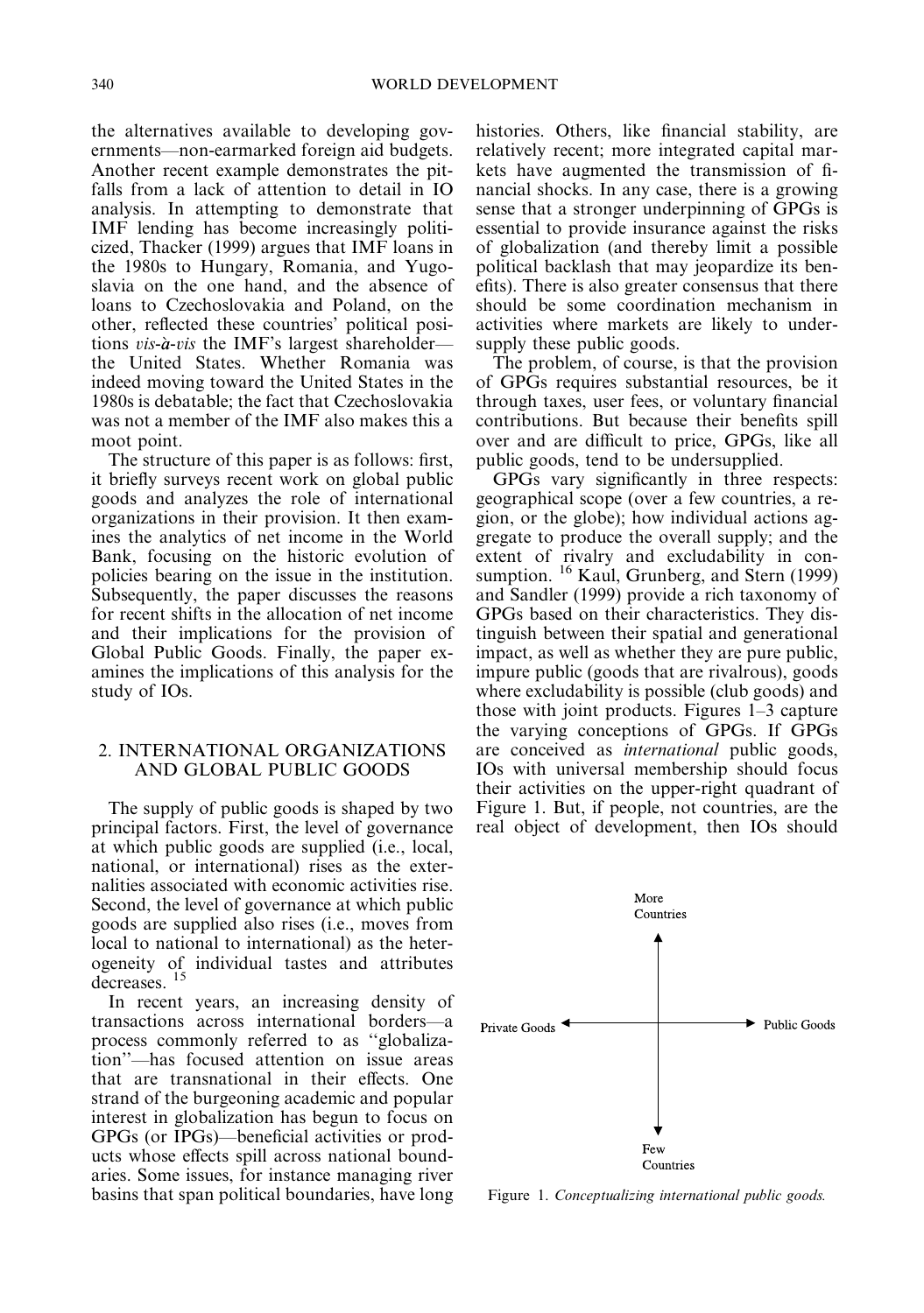the alternatives available to developing governments—non-earmarked foreign aid budgets. Another recent example demonstrates the pitfalls from a lack of attention to detail in IO analysis. In attempting to demonstrate that IMF lending has become increasingly politicized, Thacker (1999) argues that IMF loans in the 1980s to Hungary, Romania, and Yugoslavia on the one hand, and the absence of loans to Czechoslovakia and Poland, on the other, reflected these countries' political positions *vis-à-vis* the IMF's largest shareholder—the United States. Whether Romania was indeed moving toward the United States in the 1980s is debatable; the fact that Czechoslovakia was not a member of the IMF also makes this a moot point.

The structure of this paper is as follows: first, it briefly surveys recent work on global public goods and analyzes the role of international organizations in their provision. It then examines the analytics of net income in the World Bank, focusing on the historic evolution of policies bearing on the issue in the institution. Subsequently, the paper discusses the reasons for recent shifts in the allocation of net income and their implications for the provision of Global Public Goods. Finally, the paper examines the implications of this analysis for the study of IOs.

## 2. INTERNATIONAL ORGANIZATIONS AND GLOBAL PUBLIC GOODS

The supply of public goods is shaped by two principal factors. First, the level of governance at which public goods are supplied (i.e., local, national, or international) rises as the externalities associated with economic activities rise. Second, the level of governance at which public goods are supplied also rises (i.e., moves from local to national to international) as the heterogeneity of individual tastes and attributes decreases. [15]

In recent years, an increasing density of transactions across international borders—a process commonly referred to as "globalization"—has focused attention on issue areas that are transnational in their effects. One strand of the burgeoning academic and popular interest in globalization has begun to focus on GPGs (or IPGs)—beneficial activities or products whose effects spill across national boundaries. Some issues, for instance managing river basins that span political boundaries, have long histories. Others, like financial stability, are relatively recent; more integrated capital markets have augmented the transmission of financial shocks. In any case, there is a growing sense that a stronger underpinning of GPGs is essential to provide insurance against the risks of globalization (and thereby limit a possible political backlash that may jeopardize its benefits). There is also greater consensus that there should be some coordination mechanism in activities where markets are likely to undersupply these public goods.

The problem, of course, is that the provision of GPGs requires substantial resources, be it through taxes, user fees, or voluntary financial contributions. But because their benefits spill over and are difficult to price, GPGs, like all public goods, tend to be undersupplied.

GPGs vary significantly in three respects: geographical scope (over a few countries, a region, or the globe); how individual actions aggregate to produce the overall supply; and the extent of rivalry and excludability in consumption. [16] Kaul, Grunberg, and Stern (1999) and Sandler (1999) provide a rich taxonomy of GPGs based on their characteristics. They distinguish between their spatial and generational impact, as well as whether they are pure public, impure public (goods that are rivalrous), goods where excludability is possible (club goods) and those with joint products. Figures 1–3 capture the varying conceptions of GPGs. If GPGs are conceived as *international* public goods, IOs with universal membership should focus their activities on the upper-right quadrant of Figure 1. But, if people, not countries, are the real object of development, then IOs should

More Countries

Private Goods

Public Goods

Few Countries

Figure 1. *Conceptualizing international public goods.*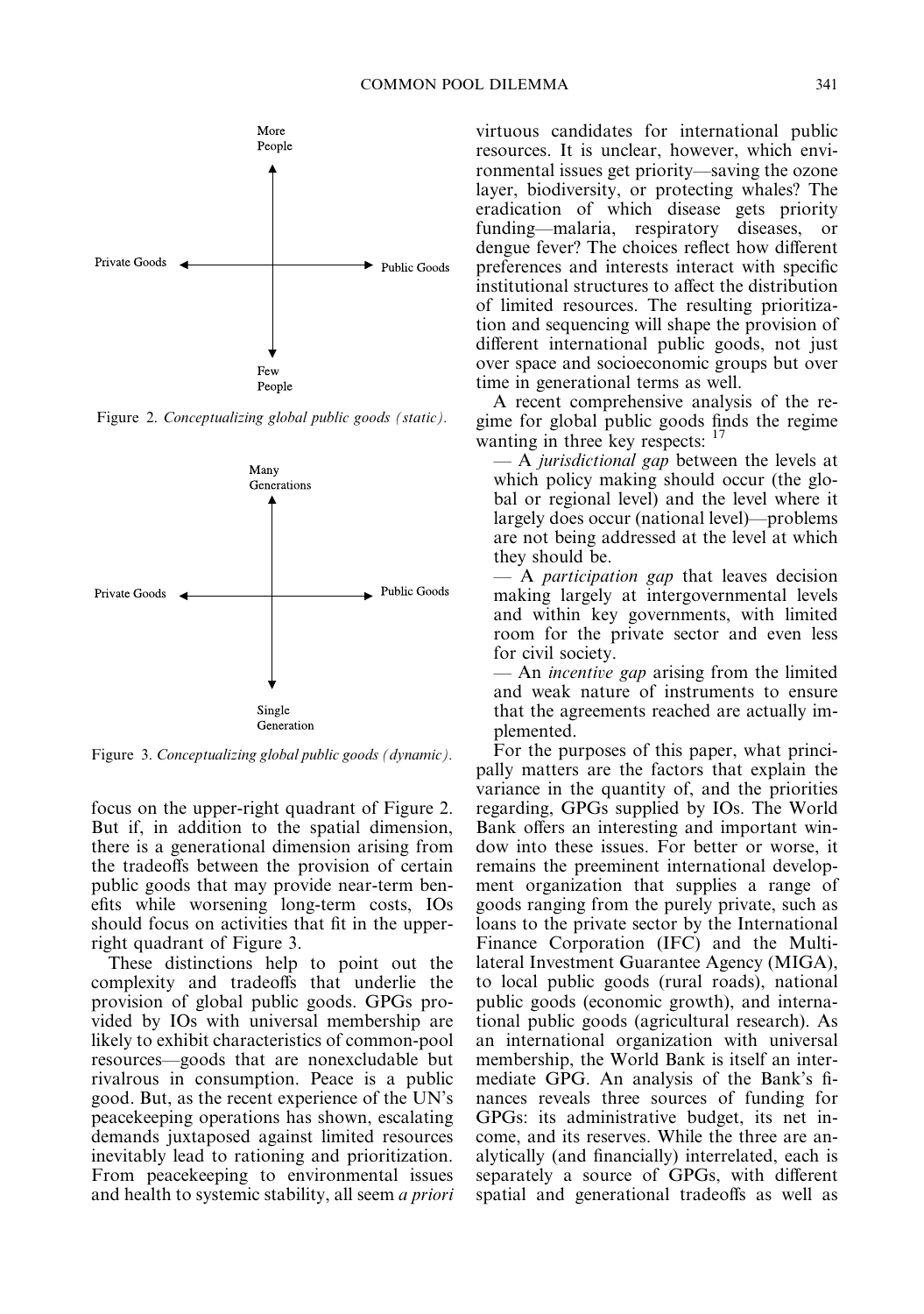More People

Private Goods

Public Goods

Few People

Figure 2. *Conceptualizing global public goods (static).*

Many Generations

Private Goods

Public Goods

Single Generation

Figure 3. *Conceptualizing global public goods (dynamic).*

focus on the upper-right quadrant of Figure 2. But if, in addition to the spatial dimension, there is a generational dimension arising from the tradeoffs between the provision of certain public goods that may provide near-term benefits while worsening long-term costs, IOs should focus on activities that fit in the upper-right quadrant of Figure 3.

These distinctions help to point out the complexity and tradeoffs that underlie the provision of global public goods. GPGs provided by IOs with universal membership are likely to exhibit characteristics of common-pool resources—goods that are nonexcludable but rivalrous in consumption. Peace is a public good. But, as the recent experience of the UN's peacekeeping operations has shown, escalating demands juxtaposed against limited resources inevitably lead to rationing and prioritization. From peacekeeping to environmental issues and health to systemic stability, all seem *a priori* virtuous candidates for international public resources. It is unclear, however, which environmental issues get priority—saving the ozone layer, biodiversity, or protecting whales? The eradication of which disease gets priority funding—malaria, respiratory diseases, or dengue fever? The choices reflect how different preferences and interests interact with specific institutional structures to affect the distribution of limited resources. The resulting prioritization and sequencing will shape the provision of different international public goods, not just over space and socioeconomic groups but over time in generational terms as well.

A recent comprehensive analysis of the regime for global public goods finds the regime wanting in three key respects: [17]

— A *jurisdictional gap* between the levels at which policy making should occur (the global or regional level) and the level where it largely does occur (national level)—problems are not being addressed at the level at which they should be.

— A *participation gap* that leaves decision making largely at intergovernmental levels and within key governments, with limited room for the private sector and even less for civil society.

— An *incentive gap* arising from the limited and weak nature of instruments to ensure that the agreements reached are actually implemented.

For the purposes of this paper, what principally matters are the factors that explain the variance in the quantity of, and the priorities regarding, GPGs supplied by IOs. The World Bank offers an interesting and important window into these issues. For better or worse, it remains the preeminent international development organization that supplies a range of goods ranging from the purely private, such as loans to the private sector by the International Finance Corporation (IFC) and the Multilateral Investment Guarantee Agency (MIGA), to local public goods (rural roads), national public goods (economic growth), and international public goods (agricultural research). As an international organization with universal membership, the World Bank is itself an intermediate GPG. An analysis of the Bank's finances reveals three sources of funding for GPGs: its administrative budget, its net income, and its reserves. While the three are analytically (and financially) interrelated, each is separately a source of GPGs, with different spatial and generational tradeoffs as well as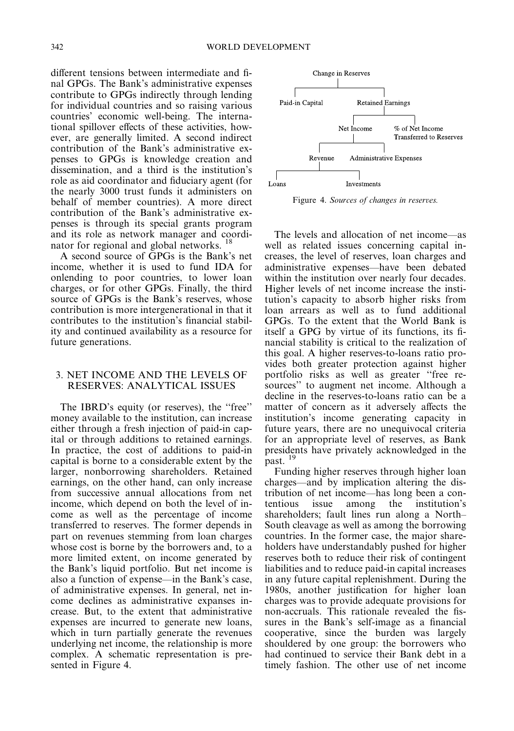different tensions between intermediate and final GPGs. The Bank's administrative expenses contribute to GPGs indirectly through lending for individual countries and so raising various countries' economic well-being. The international spillover effects of these activities, however, are generally limited. A second indirect contribution of the Bank's administrative expenses to GPGs is knowledge creation and dissemination, and a third is the institution's role as aid coordinator and fiduciary agent (for the nearly 3000 trust funds it administers on behalf of member countries). A more direct contribution of the Bank's administrative expenses is through its special grants program and its role as network manager and coordinator for regional and global networks. [18]

A second source of GPGs is the Bank's net income, whether it is used to fund IDA for onlending to poor countries, to lower loan charges, or for other GPGs. Finally, the third source of GPGs is the Bank's reserves, whose contribution is more intergenerational in that it contributes to the institution's financial stability and continued availability as a resource for future generations.

## 3. NET INCOME AND THE LEVELS OF RESERVES: ANALYTICAL ISSUES

The IBRD's equity (or reserves), the ''free'' money available to the institution, can increase either through a fresh injection of paid-in capital or through additions to retained earnings. In practice, the cost of additions to paid-in capital is borne to a considerable extent by the larger, nonborrowing shareholders. Retained earnings, on the other hand, can only increase from successive annual allocations from net income, which depend on both the level of income as well as the percentage of income transferred to reserves. The former depends in part on revenues stemming from loan charges whose cost is borne by the borrowers and, to a more limited extent, on income generated by the Bank's liquid portfolio. But net income is also a function of expense—in the Bank's case, of administrative expenses. In general, net income declines as administrative expanses increase. But, to the extent that administrative expenses are incurred to generate new loans, which in turn partially generate the revenues underlying net income, the relationship is more complex. A schematic representation is presented in Figure 4.

Change in Reserves
Paid-in Capital
Retained Earnings
Net Income
% of Net Income Transferred to Reserves
Revenue
Administrative Expenses
Loans
Investments

Figure 4. *Sources of changes in reserves.*

The levels and allocation of net income—as well as related issues concerning capital increases, the level of reserves, loan charges and administrative expenses—have been debated within the institution over nearly four decades. Higher levels of net income increase the institution's capacity to absorb higher risks from loan arrears as well as to fund additional GPGs. To the extent that the World Bank is itself a GPG by virtue of its functions, its financial stability is critical to the realization of this goal. A higher reserves-to-loans ratio provides both greater protection against higher portfolio risks as well as greater ''free resources'' to augment net income. Although a decline in the reserves-to-loans ratio can be a matter of concern as it adversely affects the institution's income generating capacity in future years, there are no unequivocal criteria for an appropriate level of reserves, as Bank presidents have privately acknowledged in the past. [19]

Funding higher reserves through higher loan charges—and by implication altering the distribution of net income—has long been a contentious issue among the institution's shareholders; fault lines run along a North–South cleavage as well as among the borrowing countries. In the former case, the major shareholders have understandably pushed for higher reserves both to reduce their risk of contingent liabilities and to reduce paid-in capital increases in any future capital replenishment. During the 1980s, another justification for higher loan charges was to provide adequate provisions for non-accruals. This rationale revealed the fissures in the Bank's self-image as a financial cooperative, since the burden was largely shouldered by one group: the borrowers who had continued to service their Bank debt in a timely fashion. The other use of net income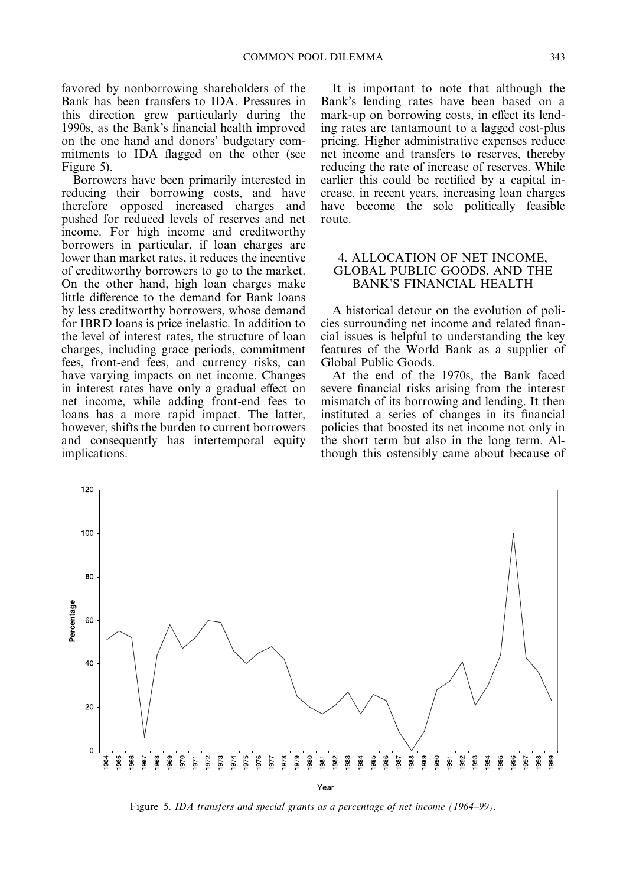favored by nonborrowing shareholders of the Bank has been transfers to IDA. Pressures in this direction grew particularly during the 1990s, as the Bank's financial health improved on the one hand and donors' budgetary commitments to IDA flagged on the other (see Figure 5).

Borrowers have been primarily interested in reducing their borrowing costs, and have therefore opposed increased charges and pushed for reduced levels of reserves and net income. For high income and creditworthy borrowers in particular, if loan charges are lower than market rates, it reduces the incentive of creditworthy borrowers to go to the market. On the other hand, high loan charges make little difference to the demand for Bank loans by less creditworthy borrowers, whose demand for IBRD loans is price inelastic. In addition to the level of interest rates, the structure of loan charges, including grace periods, commitment fees, front-end fees, and currency risks, can have varying impacts on net income. Changes in interest rates have only a gradual effect on net income, while adding front-end fees to loans has a more rapid impact. The latter, however, shifts the burden to current borrowers and consequently has intertemporal equity implications.

It is important to note that although the Bank's lending rates have been based on a mark-up on borrowing costs, in effect its lending rates are tantamount to a lagged cost-plus pricing. Higher administrative expenses reduce net income and transfers to reserves, thereby reducing the rate of increase of reserves. While earlier this could be rectified by a capital increase, in recent years, increasing loan charges have become the sole politically feasible route.

## 4. ALLOCATION OF NET INCOME, GLOBAL PUBLIC GOODS, AND THE BANK'S FINANCIAL HEALTH

A historical detour on the evolution of policies surrounding net income and related financial issues is helpful to understanding the key features of the World Bank as a supplier of Global Public Goods.

At the end of the 1970s, the Bank faced severe financial risks arising from the interest mismatch of its borrowing and lending. It then instituted a series of changes in its financial policies that boosted its net income not only in the short term but also in the long term. Although this ostensibly came about because of

Figure 5. *IDA transfers and special grants as a percentage of net income (1964–99).*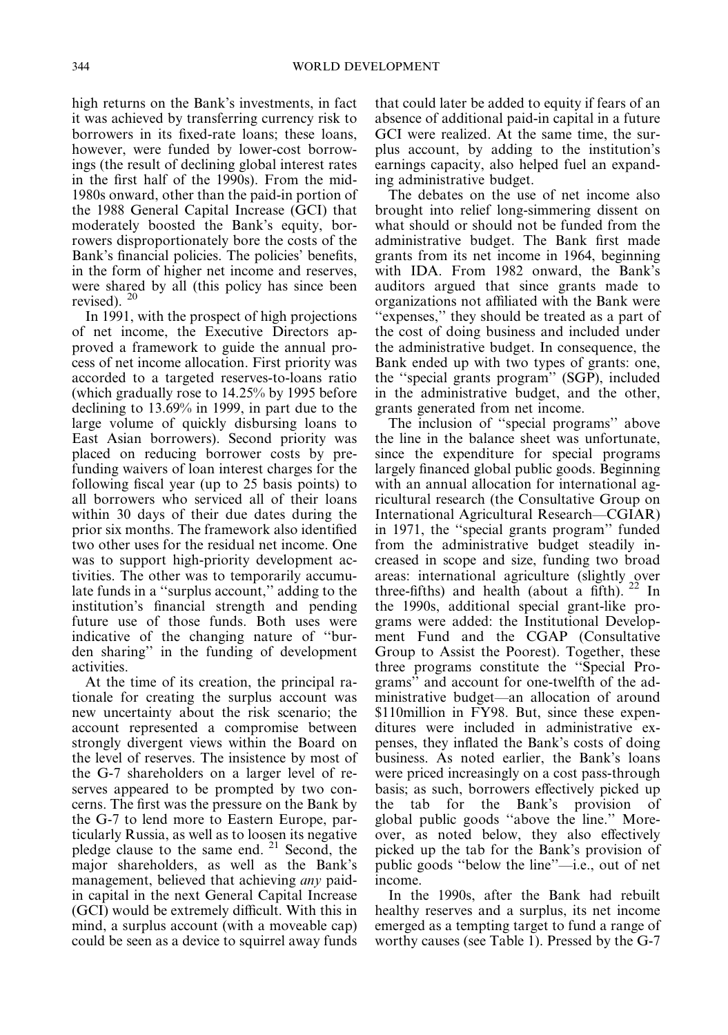high returns on the Bank's investments, in fact it was achieved by transferring currency risk to borrowers in its fixed-rate loans; these loans, however, were funded by lower-cost borrowings (the result of declining global interest rates in the first half of the 1990s). From the mid-1980s onward, other than the paid-in portion of the 1988 General Capital Increase (GCI) that moderately boosted the Bank's equity, borrowers disproportionately bore the costs of the Bank's financial policies. The policies' benefits, in the form of higher net income and reserves, were shared by all (this policy has since been revised). [20]

In 1991, with the prospect of high projections of net income, the Executive Directors approved a framework to guide the annual process of net income allocation. First priority was accorded to a targeted reserves-to-loans ratio (which gradually rose to 14.25% by 1995 before declining to 13.69% in 1999, in part due to the large volume of quickly disbursing loans to East Asian borrowers). Second priority was placed on reducing borrower costs by pre-funding waivers of loan interest charges for the following fiscal year (up to 25 basis points) to all borrowers who serviced all of their loans within 30 days of their due dates during the prior six months. The framework also identified two other uses for the residual net income. One was to support high-priority development activities. The other was to temporarily accumulate funds in a ''surplus account,'' adding to the institution's financial strength and pending future use of those funds. Both uses were indicative of the changing nature of ''burden sharing'' in the funding of development activities.

At the time of its creation, the principal rationale for creating the surplus account was new uncertainty about the risk scenario; the account represented a compromise between strongly divergent views within the Board on the level of reserves. The insistence by most of the G-7 shareholders on a larger level of reserves appeared to be prompted by two concerns. The first was the pressure on the Bank by the G-7 to lend more to Eastern Europe, particularly Russia, as well as to loosen its negative pledge clause to the same end. [21] Second, the major shareholders, as well as the Bank's management, believed that achieving *any* paid-in capital in the next General Capital Increase (GCI) would be extremely difficult. With this in mind, a surplus account (with a moveable cap) could be seen as a device to squirrel away funds that could later be added to equity if fears of an absence of additional paid-in capital in a future GCI were realized. At the same time, the surplus account, by adding to the institution's earnings capacity, also helped fuel an expanding administrative budget.

The debates on the use of net income also brought into relief long-simmering dissent on what should or should not be funded from the administrative budget. The Bank first made grants from its net income in 1964, beginning with IDA. From 1982 onward, the Bank's auditors argued that since grants made to organizations not affiliated with the Bank were ''expenses,'' they should be treated as a part of the cost of doing business and included under the administrative budget. In consequence, the Bank ended up with two types of grants: one, the ''special grants program'' (SGP), included in the administrative budget, and the other, grants generated from net income.

The inclusion of ''special programs'' above the line in the balance sheet was unfortunate, since the expenditure for special programs largely financed global public goods. Beginning with an annual allocation for international agricultural research (the Consultative Group on International Agricultural Research—CGIAR) in 1971, the ''special grants program'' funded from the administrative budget steadily increased in scope and size, funding two broad areas: international agriculture (slightly over three-fifths) and health (about a fifth). [22] In the 1990s, additional special grant-like programs were added: the Institutional Development Fund and the CGAP (Consultative Group to Assist the Poorest). Together, these three programs constitute the ''Special Programs'' and account for one-twelfth of the administrative budget—an allocation of around \$110million in FY98. But, since these expenditures were included in administrative expenses, they inflated the Bank's costs of doing business. As noted earlier, the Bank's loans were priced increasingly on a cost pass-through basis; as such, borrowers effectively picked up the tab for the Bank's provision of global public goods ''above the line.'' Moreover, as noted below, they also effectively picked up the tab for the Bank's provision of public goods ''below the line''—i.e., out of net income.

In the 1990s, after the Bank had rebuilt healthy reserves and a surplus, its net income emerged as a tempting target to fund a range of worthy causes (see Table 1). Pressed by the G-7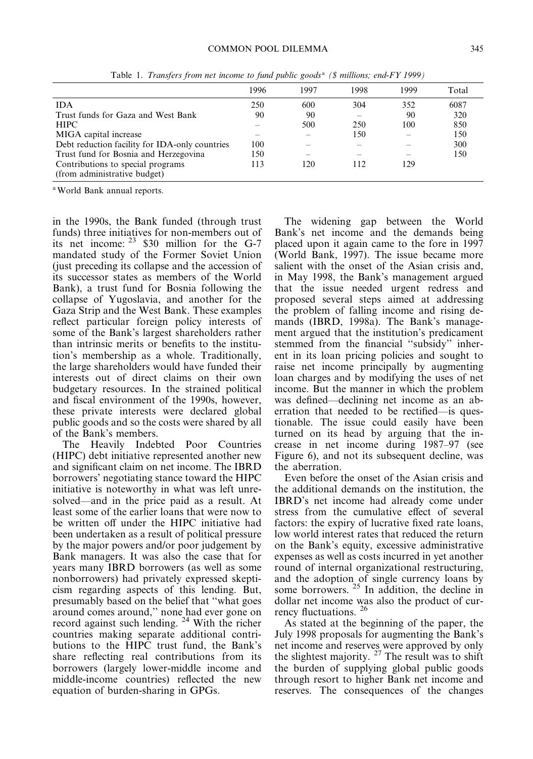Table 1. *Transfers from net income to fund public goods*[a] *($ millions; end-FY 1999)*

| | 1996 | 1997 | 1998 | 1999 | Total |
|---|---|---|---|---|---|
| IDA | 250 | 600 | 304 | 352 | 6087 |
| Trust funds for Gaza and West Bank | 90 | 90 | – | 90 | 320 |
| HIPC | – | 500 | 250 | 100 | 850 |
| MIGA capital increase | – | – | 150 | – | 150 |
| Debt reduction facility for IDA-only countries | 100 | – | – | – | 300 |
| Trust fund for Bosnia and Herzegovina | 150 | – | – | – | 150 |
| Contributions to special programs (from administrative budget) | 113 | 120 | 112 | 129 | |

[a] World Bank annual reports.

in the 1990s, the Bank funded (through trust funds) three initiatives for non-members out of its net income:[23] $30 million for the G-7 mandated study of the Former Soviet Union (just preceding its collapse and the accession of its successor states as members of the World Bank), a trust fund for Bosnia following the collapse of Yugoslavia, and another for the Gaza Strip and the West Bank. These examples reflect particular foreign policy interests of some of the Bank's largest shareholders rather than intrinsic merits or benefits to the institution's membership as a whole. Traditionally, the large shareholders would have funded their interests out of direct claims on their own budgetary resources. In the strained political and fiscal environment of the 1990s, however, these private interests were declared global public goods and so the costs were shared by all of the Bank's members.

The Heavily Indebted Poor Countries (HIPC) debt initiative represented another new and significant claim on net income. The IBRD borrowers' negotiating stance toward the HIPC initiative is noteworthy in what was left unresolved—and in the price paid as a result. At least some of the earlier loans that were now to be written off under the HIPC initiative had been undertaken as a result of political pressure by the major powers and/or poor judgement by Bank managers. It was also the case that for years many IBRD borrowers (as well as some nonborrowers) had privately expressed skepticism regarding aspects of this lending. But, presumably based on the belief that "what goes around comes around," none had ever gone on record against such lending.[24] With the richer countries making separate additional contributions to the HIPC trust fund, the Bank's share reflecting real contributions from its borrowers (largely lower-middle income and middle-income countries) reflected the new equation of burden-sharing in GPGs.

The widening gap between the World Bank's net income and the demands being placed upon it again came to the fore in 1997 (World Bank, 1997). The issue became more salient with the onset of the Asian crisis and, in May 1998, the Bank's management argued that the issue needed urgent redress and proposed several steps aimed at addressing the problem of falling income and rising demands (IBRD, 1998a). The Bank's management argued that the institution's predicament stemmed from the financial "subsidy" inherent in its loan pricing policies and sought to raise net income principally by augmenting loan charges and by modifying the uses of net income. But the manner in which the problem was defined—declining net income as an aberration that needed to be rectified—is questionable. The issue could easily have been turned on its head by arguing that the increase in net income during 1987–97 (see Figure 6), and not its subsequent decline, was the aberration.

Even before the onset of the Asian crisis and the additional demands on the institution, the IBRD's net income had already come under stress from the cumulative effect of several factors: the expiry of lucrative fixed rate loans, low world interest rates that reduced the return on the Bank's equity, excessive administrative expenses as well as costs incurred in yet another round of internal organizational restructuring, and the adoption of single currency loans by some borrowers.[25] In addition, the decline in dollar net income was also the product of currency fluctuations.[26]

As stated at the beginning of the paper, the July 1998 proposals for augmenting the Bank's net income and reserves were approved by only the slightest majority.[27] The result was to shift the burden of supplying global public goods through resort to higher Bank net income and reserves. The consequences of the changes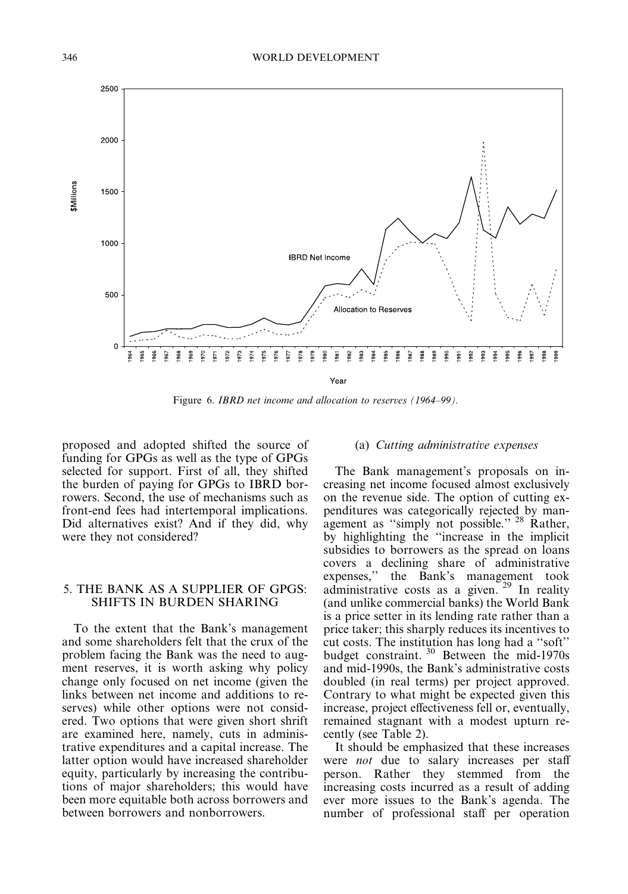2500

2000

1500

1000

500

0

$Millions

1964 1965 1966 1967 1968 1969 1970 1971 1972 1973 1974 1975 1976 1977 1978 1979 1980 1981 1982 1983 1984 1985 1986 1987 1988 1989 1990 1991 1992 1993 1994 1995 1996 1997 1998 1999

Year

IBRD Net Income

Allocation to Reserves

Figure 6. *IBRD net income and allocation to reserves (1964–99).*

proposed and adopted shifted the source of funding for GPGs as well as the type of GPGs selected for support. First of all, they shifted the burden of paying for GPGs to IBRD borrowers. Second, the use of mechanisms such as front-end fees had intertemporal implications. Did alternatives exist? And if they did, why were they not considered?

## 5. THE BANK AS A SUPPLIER OF GPGS: SHIFTS IN BURDEN SHARING

To the extent that the Bank's management and some shareholders felt that the crux of the problem facing the Bank was the need to augment reserves, it is worth asking why policy change only focused on net income (given the links between net income and additions to reserves) while other options were not considered. Two options that were given short shrift are examined here, namely, cuts in administrative expenditures and a capital increase. The latter option would have increased shareholder equity, particularly by increasing the contributions of major shareholders; this would have been more equitable both across borrowers and between borrowers and nonborrowers.

### (a) *Cutting administrative expenses*

The Bank management's proposals on increasing net income focused almost exclusively on the revenue side. The option of cutting expenditures was categorically rejected by management as "simply not possible." [28] Rather, by highlighting the "increase in the implicit subsidies to borrowers as the spread on loans covers a declining share of administrative expenses," the Bank's management took administrative costs as a given. [29] In reality (and unlike commercial banks) the World Bank is a price setter in its lending rate rather than a price taker; this sharply reduces its incentives to cut costs. The institution has long had a "soft" budget constraint. [30] Between the mid-1970s and mid-1990s, the Bank's administrative costs doubled (in real terms) per project approved. Contrary to what might be expected given this increase, project effectiveness fell or, eventually, remained stagnant with a modest upturn recently (see Table 2).

It should be emphasized that these increases were *not* due to salary increases per staff person. Rather they stemmed from the increasing costs incurred as a result of adding ever more issues to the Bank's agenda. The number of professional staff per operation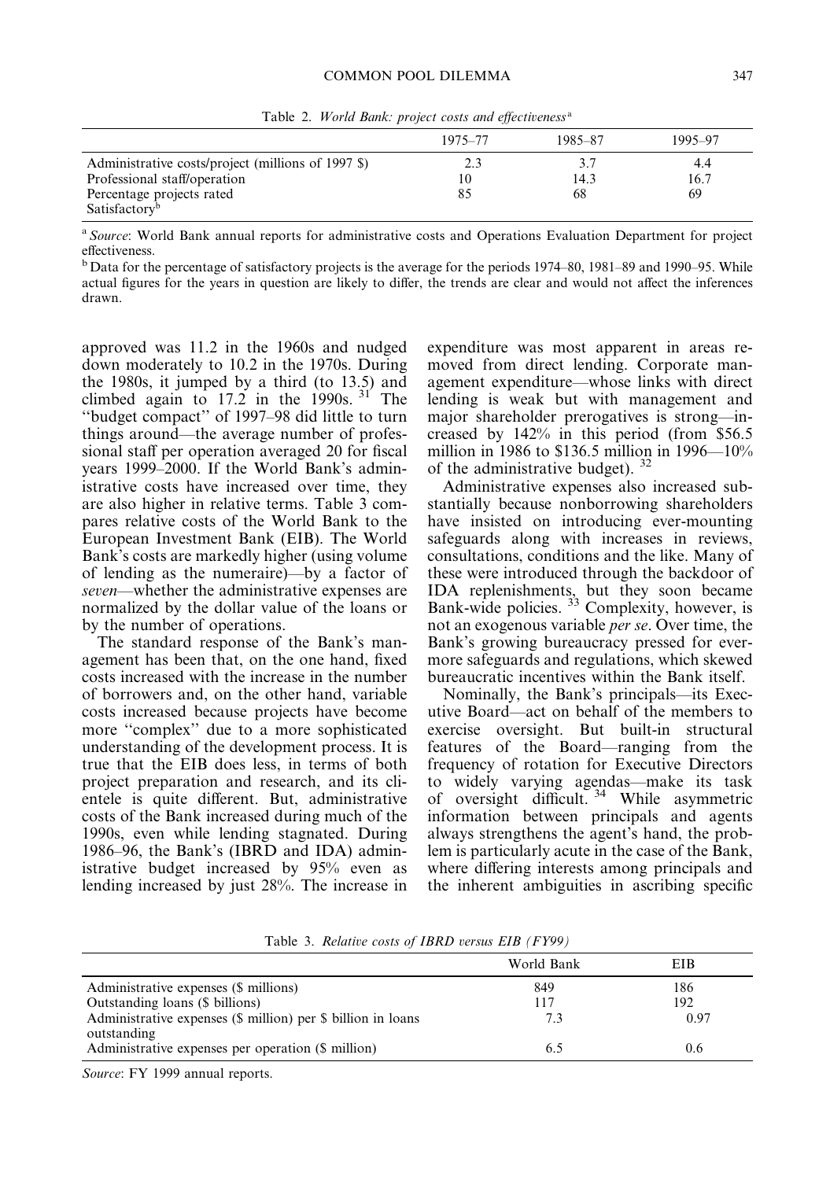Table 2. *World Bank: project costs and effectiveness*[a]

| | 1975–77 | 1985–87 | 1995–97 |
|---|---|---|---|
| Administrative costs/project (millions of 1997 $) | 2.3 | 3.7 | 4.4 |
| Professional staff/operation | 10 | 14.3 | 16.7 |
| Percentage projects rated Satisfactory[b] | 85 | 68 | 69 |

[a] *Source*: World Bank annual reports for administrative costs and Operations Evaluation Department for project effectiveness.

[b] Data for the percentage of satisfactory projects is the average for the periods 1974–80, 1981–89 and 1990–95. While actual figures for the years in question are likely to differ, the trends are clear and would not affect the inferences drawn.

approved was 11.2 in the 1960s and nudged down moderately to 10.2 in the 1970s. During the 1980s, it jumped by a third (to 13.5) and climbed again to 17.2 in the 1990s.[31] The ''budget compact'' of 1997–98 did little to turn things around—the average number of professional staff per operation averaged 20 for fiscal years 1999–2000. If the World Bank's administrative costs have increased over time, they are also higher in relative terms. Table 3 compares relative costs of the World Bank to the European Investment Bank (EIB). The World Bank's costs are markedly higher (using volume of lending as the numeraire)—by a factor of *seven*—whether the administrative expenses are normalized by the dollar value of the loans or by the number of operations.

The standard response of the Bank's management has been that, on the one hand, fixed costs increased with the increase in the number of borrowers and, on the other hand, variable costs increased because projects have become more ''complex'' due to a more sophisticated understanding of the development process. It is true that the EIB does less, in terms of both project preparation and research, and its clientele is quite different. But, administrative costs of the Bank increased during much of the 1990s, even while lending stagnated. During 1986–96, the Bank's (IBRD and IDA) administrative budget increased by 95% even as lending increased by just 28%. The increase in expenditure was most apparent in areas removed from direct lending. Corporate management expenditure—whose links with direct lending is weak but with management and major shareholder prerogatives is strong—increased by 142% in this period (from $56.5 million in 1986 to $136.5 million in 1996—10% of the administrative budget).[32]

Administrative expenses also increased substantially because nonborrowing shareholders have insisted on introducing ever-mounting safeguards along with increases in reviews, consultations, conditions and the like. Many of these were introduced through the backdoor of IDA replenishments, but they soon became Bank-wide policies.[33] Complexity, however, is not an exogenous variable *per se*. Over time, the Bank's growing bureaucracy pressed for evermore safeguards and regulations, which skewed bureaucratic incentives within the Bank itself.

Nominally, the Bank's principals—its Executive Board—act on behalf of the members to exercise oversight. But built-in structural features of the Board—ranging from the frequency of rotation for Executive Directors to widely varying agendas—make its task of oversight difficult.[34] While asymmetric information between principals and agents always strengthens the agent's hand, the problem is particularly acute in the case of the Bank, where differing interests among principals and the inherent ambiguities in ascribing specific

Table 3. *Relative costs of IBRD versus EIB (FY99)*

| | World Bank | EIB |
|---|---|---|
| Administrative expenses ($ millions) | 849 | 186 |
| Outstanding loans ($ billions) | 117 | 192 |
| Administrative expenses ($ million) per $ billion in loans outstanding | 7.3 | 0.97 |
| Administrative expenses per operation ($ million) | 6.5 | 0.6 |

*Source*: FY 1999 annual reports.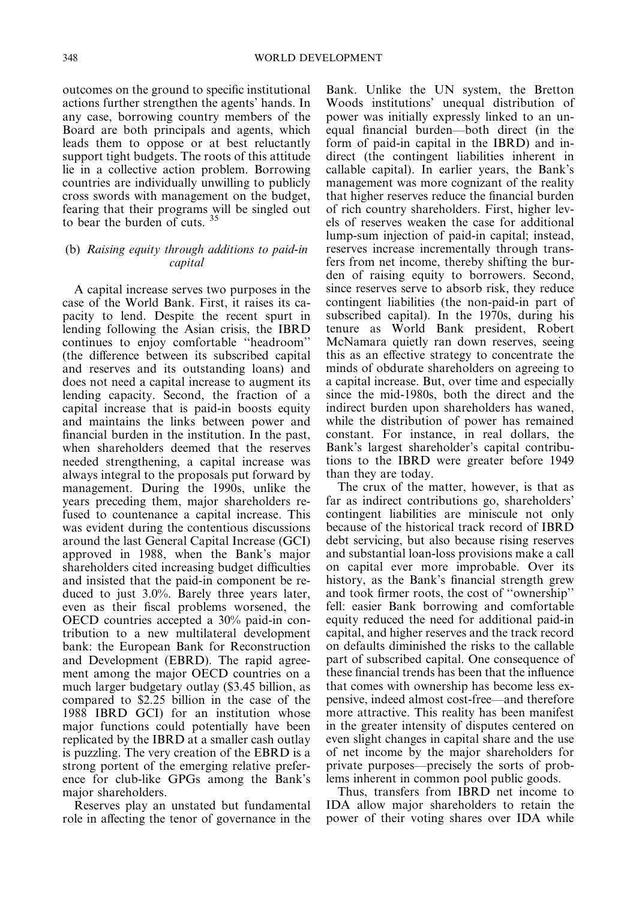outcomes on the ground to specific institutional actions further strengthen the agents' hands. In any case, borrowing country members of the Board are both principals and agents, which leads them to oppose or at best reluctantly support tight budgets. The roots of this attitude lie in a collective action problem. Borrowing countries are individually unwilling to publicly cross swords with management on the budget, fearing that their programs will be singled out to bear the burden of cuts. [35]

### (b) *Raising equity through additions to paid-in capital*

A capital increase serves two purposes in the case of the World Bank. First, it raises its capacity to lend. Despite the recent spurt in lending following the Asian crisis, the IBRD continues to enjoy comfortable ''headroom'' (the difference between its subscribed capital and reserves and its outstanding loans) and does not need a capital increase to augment its lending capacity. Second, the fraction of a capital increase that is paid-in boosts equity and maintains the links between power and financial burden in the institution. In the past, when shareholders deemed that the reserves needed strengthening, a capital increase was always integral to the proposals put forward by management. During the 1990s, unlike the years preceding them, major shareholders refused to countenance a capital increase. This was evident during the contentious discussions around the last General Capital Increase (GCI) approved in 1988, when the Bank's major shareholders cited increasing budget difficulties and insisted that the paid-in component be reduced to just 3.0%. Barely three years later, even as their fiscal problems worsened, the OECD countries accepted a 30% paid-in contribution to a new multilateral development bank: the European Bank for Reconstruction and Development (EBRD). The rapid agreement among the major OECD countries on a much larger budgetary outlay ($3.45 billion, as compared to $2.25 billion in the case of the 1988 IBRD GCI) for an institution whose major functions could potentially have been replicated by the IBRD at a smaller cash outlay is puzzling. The very creation of the EBRD is a strong portent of the emerging relative preference for club-like GPGs among the Bank's major shareholders.

Reserves play an unstated but fundamental role in affecting the tenor of governance in the Bank. Unlike the UN system, the Bretton Woods institutions' unequal distribution of power was initially expressly linked to an unequal financial burden—both direct (in the form of paid-in capital in the IBRD) and indirect (the contingent liabilities inherent in callable capital). In earlier years, the Bank's management was more cognizant of the reality that higher reserves reduce the financial burden of rich country shareholders. First, higher levels of reserves weaken the case for additional lump-sum injection of paid-in capital; instead, reserves increase incrementally through transfers from net income, thereby shifting the burden of raising equity to borrowers. Second, since reserves serve to absorb risk, they reduce contingent liabilities (the non-paid-in part of subscribed capital). In the 1970s, during his tenure as World Bank president, Robert McNamara quietly ran down reserves, seeing this as an effective strategy to concentrate the minds of obdurate shareholders on agreeing to a capital increase. But, over time and especially since the mid-1980s, both the direct and the indirect burden upon shareholders has waned, while the distribution of power has remained constant. For instance, in real dollars, the Bank's largest shareholder's capital contributions to the IBRD were greater before 1949 than they are today.

The crux of the matter, however, is that as far as indirect contributions go, shareholders' contingent liabilities are miniscule not only because of the historical track record of IBRD debt servicing, but also because rising reserves and substantial loan-loss provisions make a call on capital ever more improbable. Over its history, as the Bank's financial strength grew and took firmer roots, the cost of ''ownership'' fell: easier Bank borrowing and comfortable equity reduced the need for additional paid-in capital, and higher reserves and the track record on defaults diminished the risks to the callable part of subscribed capital. One consequence of these financial trends has been that the influence that comes with ownership has become less expensive, indeed almost cost-free—and therefore more attractive. This reality has been manifest in the greater intensity of disputes centered on even slight changes in capital share and the use of net income by the major shareholders for private purposes—precisely the sorts of problems inherent in common pool public goods.

Thus, transfers from IBRD net income to IDA allow major shareholders to retain the power of their voting shares over IDA while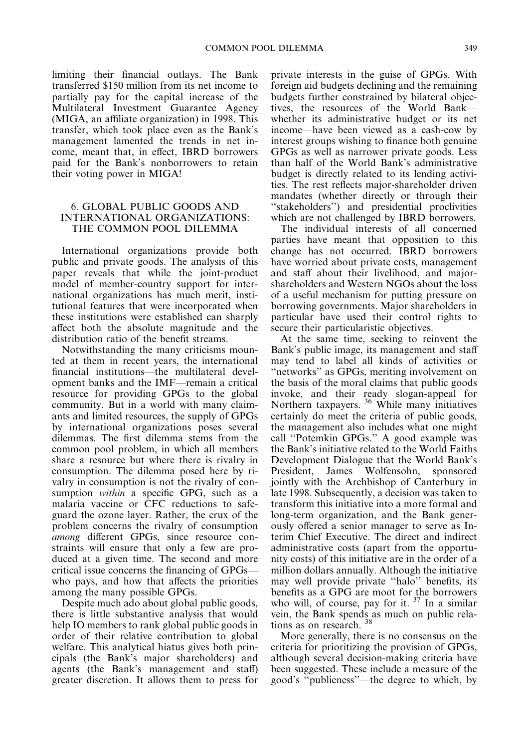limiting their financial outlays. The Bank transferred \$150 million from its net income to partially pay for the capital increase of the Multilateral Investment Guarantee Agency (MIGA, an affiliate organization) in 1998. This transfer, which took place even as the Bank's management lamented the trends in net income, meant that, in effect, IBRD borrowers paid for the Bank's nonborrowers to retain their voting power in MIGA!

## 6. GLOBAL PUBLIC GOODS AND INTERNATIONAL ORGANIZATIONS: THE COMMON POOL DILEMMA

International organizations provide both public and private goods. The analysis of this paper reveals that while the joint-product model of member-country support for international organizations has much merit, institutional features that were incorporated when these institutions were established can sharply affect both the absolute magnitude and the distribution ratio of the benefit streams.

Notwithstanding the many criticisms mounted at them in recent years, the international financial institutions—the multilateral development banks and the IMF—remain a critical resource for providing GPGs to the global community. But in a world with many claimants and limited resources, the supply of GPGs by international organizations poses several dilemmas. The first dilemma stems from the common pool problem, in which all members share a resource but where there is rivalry in consumption. The dilemma posed here by rivalry in consumption is not the rivalry of consumption *within* a specific GPG, such as a malaria vaccine or CFC reductions to safeguard the ozone layer. Rather, the crux of the problem concerns the rivalry of consumption *among* different GPGs, since resource constraints will ensure that only a few are produced at a given time. The second and more critical issue concerns the financing of GPGs—who pays, and how that affects the priorities among the many possible GPGs.

Despite much ado about global public goods, there is little substantive analysis that would help IO members to rank global public goods in order of their relative contribution to global welfare. This analytical hiatus gives both principals (the Bank's major shareholders) and agents (the Bank's management and staff) greater discretion. It allows them to press for private interests in the guise of GPGs. With foreign aid budgets declining and the remaining budgets further constrained by bilateral objectives, the resources of the World Bank—whether its administrative budget or its net income—have been viewed as a cash-cow by interest groups wishing to finance both genuine GPGs as well as narrower private goods. Less than half of the World Bank's administrative budget is directly related to its lending activities. The rest reflects major-shareholder driven mandates (whether directly or through their "stakeholders") and presidential proclivities which are not challenged by IBRD borrowers.

The individual interests of all concerned parties have meant that opposition to this change has not occurred. IBRD borrowers have worried about private costs, management and staff about their livelihood, and major-shareholders and Western NGOs about the loss of a useful mechanism for putting pressure on borrowing governments. Major shareholders in particular have used their control rights to secure their particularistic objectives.

At the same time, seeking to reinvent the Bank's public image, its management and staff may tend to label all kinds of activities or "networks" as GPGs, meriting involvement on the basis of the moral claims that public goods invoke, and their ready slogan-appeal for Northern taxpayers. [36] While many initiatives certainly do meet the criteria of public goods, the management also includes what one might call "Potemkin GPGs." A good example was the Bank's initiative related to the World Faiths Development Dialogue that the World Bank's President, James Wolfensohn, sponsored jointly with the Archbishop of Canterbury in late 1998. Subsequently, a decision was taken to transform this initiative into a more formal and long-term organization, and the Bank generously offered a senior manager to serve as Interim Chief Executive. The direct and indirect administrative costs (apart from the opportunity costs) of this initiative are in the order of a million dollars annually. Although the initiative may well provide private "halo" benefits, its benefits as a GPG are moot for the borrowers who will, of course, pay for it. [37] In a similar vein, the Bank spends as much on public relations as on research. [38]

More generally, there is no consensus on the criteria for prioritizing the provision of GPGs, although several decision-making criteria have been suggested. These include a measure of the good's "publicness"—the degree to which, by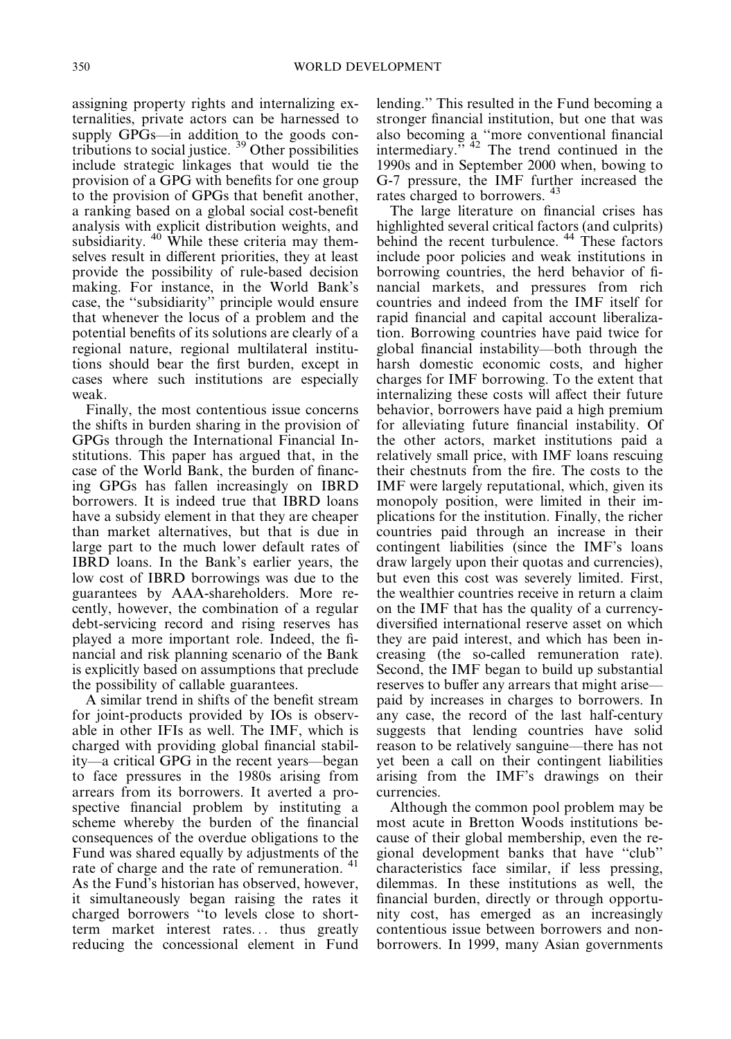assigning property rights and internalizing externalities, private actors can be harnessed to supply GPGs—in addition to the goods contributions to social justice. [39] Other possibilities include strategic linkages that would tie the provision of a GPG with benefits for one group to the provision of GPGs that benefit another, a ranking based on a global social cost-benefit analysis with explicit distribution weights, and subsidiarity. [40] While these criteria may themselves result in different priorities, they at least provide the possibility of rule-based decision making. For instance, in the World Bank's case, the "subsidiarity" principle would ensure that whenever the locus of a problem and the potential benefits of its solutions are clearly of a regional nature, regional multilateral institutions should bear the first burden, except in cases where such institutions are especially weak.

Finally, the most contentious issue concerns the shifts in burden sharing in the provision of GPGs through the International Financial Institutions. This paper has argued that, in the case of the World Bank, the burden of financing GPGs has fallen increasingly on IBRD borrowers. It is indeed true that IBRD loans have a subsidy element in that they are cheaper than market alternatives, but that is due in large part to the much lower default rates of IBRD loans. In the Bank's earlier years, the low cost of IBRD borrowings was due to the guarantees by AAA-shareholders. More recently, however, the combination of a regular debt-servicing record and rising reserves has played a more important role. Indeed, the financial and risk planning scenario of the Bank is explicitly based on assumptions that preclude the possibility of callable guarantees.

A similar trend in shifts of the benefit stream for joint-products provided by IOs is observable in other IFIs as well. The IMF, which is charged with providing global financial stability—a critical GPG in the recent years—began to face pressures in the 1980s arising from arrears from its borrowers. It averted a prospective financial problem by instituting a scheme whereby the burden of the financial consequences of the overdue obligations to the Fund was shared equally by adjustments of the rate of charge and the rate of remuneration. [41] As the Fund's historian has observed, however, it simultaneously began raising the rates it charged borrowers "to levels close to short-term market interest rates... thus greatly reducing the concessional element in Fund lending." This resulted in the Fund becoming a stronger financial institution, but one that was also becoming a "more conventional financial intermediary." [42] The trend continued in the 1990s and in September 2000 when, bowing to G-7 pressure, the IMF further increased the rates charged to borrowers. [43]

The large literature on financial crises has highlighted several critical factors (and culprits) behind the recent turbulence. [44] These factors include poor policies and weak institutions in borrowing countries, the herd behavior of financial markets, and pressures from rich countries and indeed from the IMF itself for rapid financial and capital account liberalization. Borrowing countries have paid twice for global financial instability—both through the harsh domestic economic costs, and higher charges for IMF borrowing. To the extent that internalizing these costs will affect their future behavior, borrowers have paid a high premium for alleviating future financial instability. Of the other actors, market institutions paid a relatively small price, with IMF loans rescuing their chestnuts from the fire. The costs to the IMF were largely reputational, which, given its monopoly position, were limited in their implications for the institution. Finally, the richer countries paid through an increase in their contingent liabilities (since the IMF's loans draw largely upon their quotas and currencies), but even this cost was severely limited. First, the wealthier countries receive in return a claim on the IMF that has the quality of a currency-diversified international reserve asset on which they are paid interest, and which has been increasing (the so-called remuneration rate). Second, the IMF began to build up substantial reserves to buffer any arrears that might arise—paid by increases in charges to borrowers. In any case, the record of the last half-century suggests that lending countries have solid reason to be relatively sanguine—there has not yet been a call on their contingent liabilities arising from the IMF's drawings on their currencies.

Although the common pool problem may be most acute in Bretton Woods institutions because of their global membership, even the regional development banks that have "club" characteristics face similar, if less pressing, dilemmas. In these institutions as well, the financial burden, directly or through opportunity cost, has emerged as an increasingly contentious issue between borrowers and non-borrowers. In 1999, many Asian governments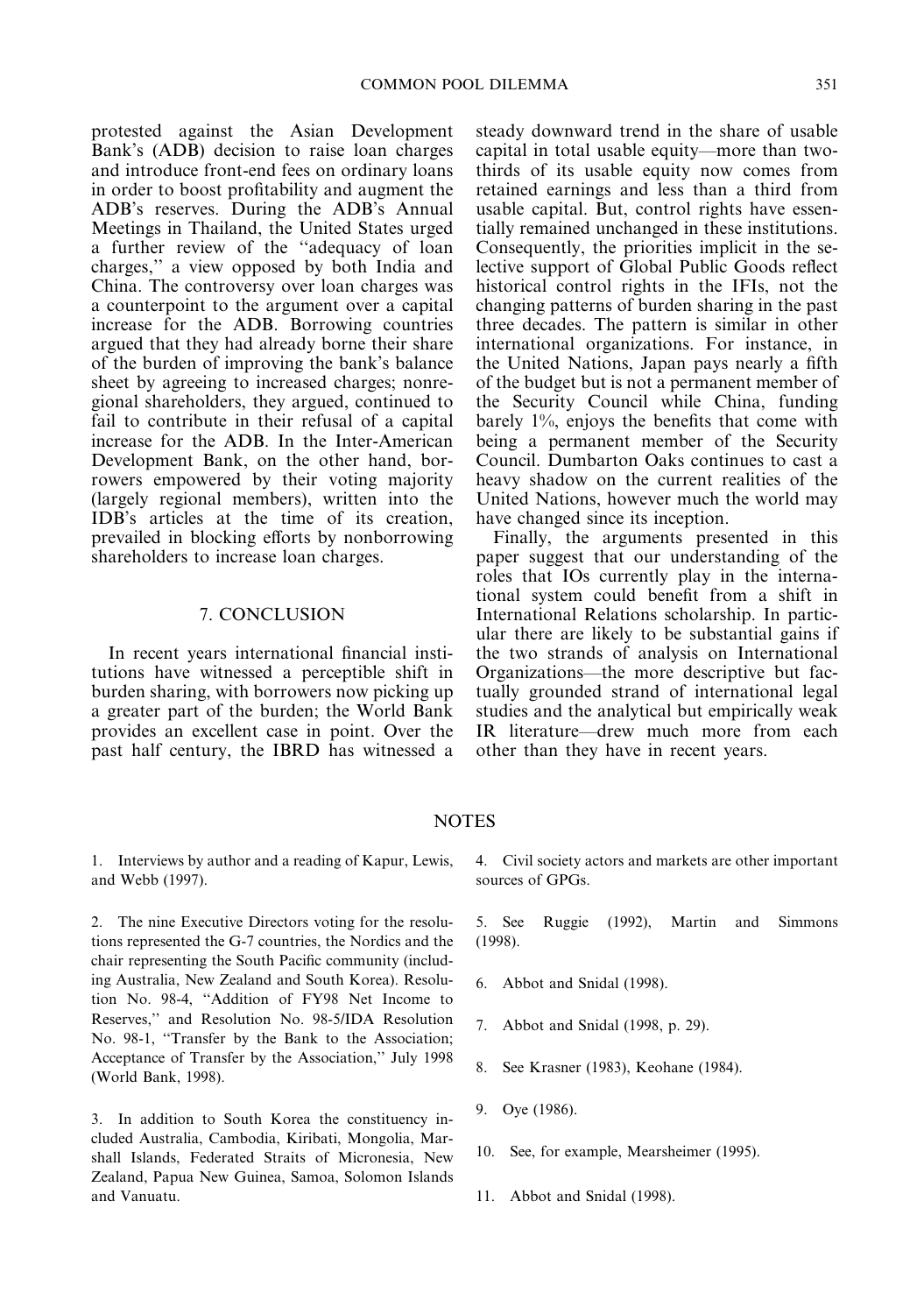protested against the Asian Development Bank's (ADB) decision to raise loan charges and introduce front-end fees on ordinary loans in order to boost profitability and augment the ADB's reserves. During the ADB's Annual Meetings in Thailand, the United States urged a further review of the "adequacy of loan charges," a view opposed by both India and China. The controversy over loan charges was a counterpoint to the argument over a capital increase for the ADB. Borrowing countries argued that they had already borne their share of the burden of improving the bank's balance sheet by agreeing to increased charges; nonregional shareholders, they argued, continued to fail to contribute in their refusal of a capital increase for the ADB. In the Inter-American Development Bank, on the other hand, borrowers empowered by their voting majority (largely regional members), written into the IDB's articles at the time of its creation, prevailed in blocking efforts by nonborrowing shareholders to increase loan charges.

## 7. CONCLUSION

In recent years international financial institutions have witnessed a perceptible shift in burden sharing, with borrowers now picking up a greater part of the burden; the World Bank provides an excellent case in point. Over the past half century, the IBRD has witnessed a steady downward trend in the share of usable capital in total usable equity—more than two-thirds of its usable equity now comes from retained earnings and less than a third from usable capital. But, control rights have essentially remained unchanged in these institutions. Consequently, the priorities implicit in the selective support of Global Public Goods reflect historical control rights in the IFIs, not the changing patterns of burden sharing in the past three decades. The pattern is similar in other international organizations. For instance, in the United Nations, Japan pays nearly a fifth of the budget but is not a permanent member of the Security Council while China, funding barely 1%, enjoys the benefits that come with being a permanent member of the Security Council. Dumbarton Oaks continues to cast a heavy shadow on the current realities of the United Nations, however much the world may have changed since its inception.

Finally, the arguments presented in this paper suggest that our understanding of the roles that IOs currently play in the international system could benefit from a shift in International Relations scholarship. In particular there are likely to be substantial gains if the two strands of analysis on International Organizations—the more descriptive but factually grounded strand of international legal studies and the analytical but empirically weak IR literature—drew much more from each other than they have in recent years.

## NOTES

1. Interviews by author and a reading of Kapur, Lewis, and Webb (1997).

2. The nine Executive Directors voting for the resolutions represented the G-7 countries, the Nordics and the chair representing the South Pacific community (including Australia, New Zealand and South Korea). Resolution No. 98-4, "Addition of FY98 Net Income to Reserves," and Resolution No. 98-5/IDA Resolution No. 98-1, "Transfer by the Bank to the Association; Acceptance of Transfer by the Association," July 1998 (World Bank, 1998).

3. In addition to South Korea the constituency included Australia, Cambodia, Kiribati, Mongolia, Marshall Islands, Federated Straits of Micronesia, New Zealand, Papua New Guinea, Samoa, Solomon Islands and Vanuatu.

4. Civil society actors and markets are other important sources of GPGs.

5. See Ruggie (1992), Martin and Simmons (1998).

6. Abbot and Snidal (1998).

7. Abbot and Snidal (1998, p. 29).

8. See Krasner (1983), Keohane (1984).

9. Oye (1986).

10. See, for example, Mearsheimer (1995).

11. Abbot and Snidal (1998).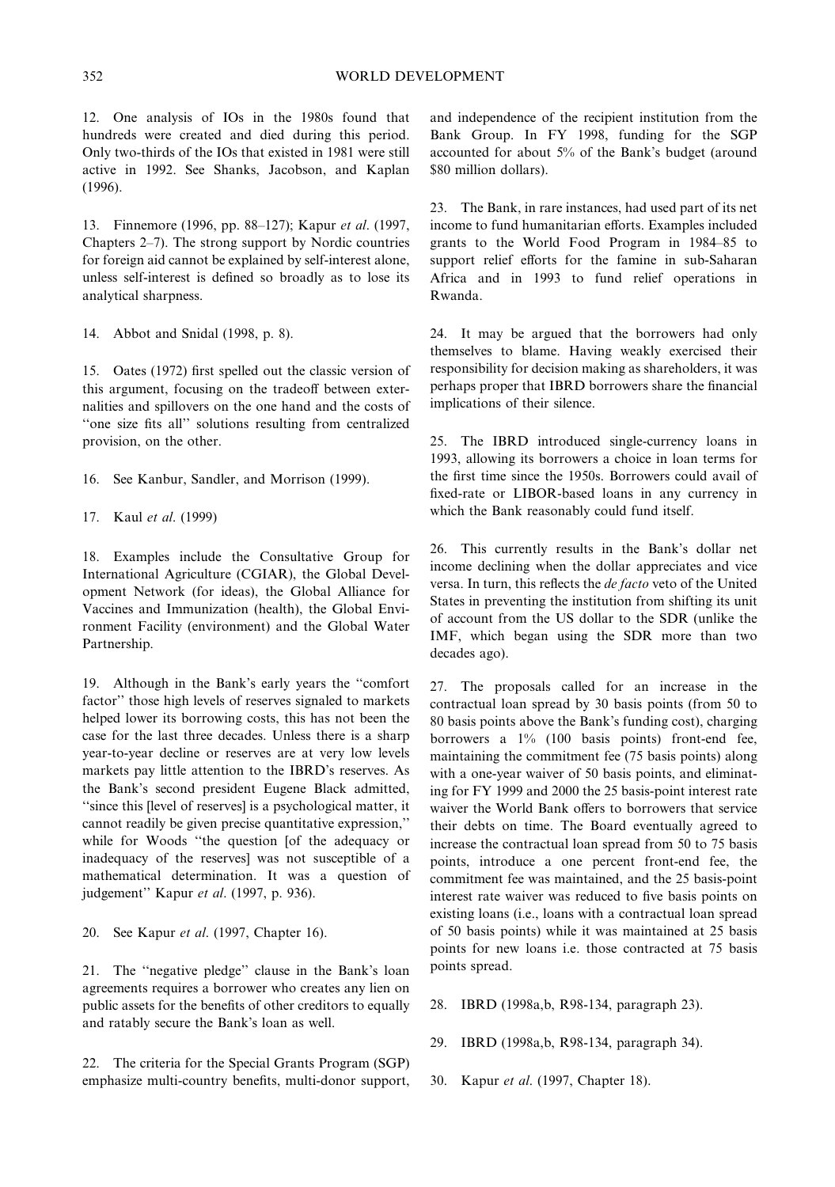12. One analysis of IOs in the 1980s found that hundreds were created and died during this period. Only two-thirds of the IOs that existed in 1981 were still active in 1992. See Shanks, Jacobson, and Kaplan (1996).

13. Finnemore (1996, pp. 88–127); Kapur *et al*. (1997, Chapters 2–7). The strong support by Nordic countries for foreign aid cannot be explained by self-interest alone, unless self-interest is defined so broadly as to lose its analytical sharpness.

14. Abbot and Snidal (1998, p. 8).

15. Oates (1972) first spelled out the classic version of this argument, focusing on the tradeoff between externalities and spillovers on the one hand and the costs of ''one size fits all'' solutions resulting from centralized provision, on the other.

16. See Kanbur, Sandler, and Morrison (1999).

17. Kaul *et al*. (1999)

18. Examples include the Consultative Group for International Agriculture (CGIAR), the Global Development Network (for ideas), the Global Alliance for Vaccines and Immunization (health), the Global Environment Facility (environment) and the Global Water Partnership.

19. Although in the Bank's early years the ''comfort factor'' those high levels of reserves signaled to markets helped lower its borrowing costs, this has not been the case for the last three decades. Unless there is a sharp year-to-year decline or reserves are at very low levels markets pay little attention to the IBRD's reserves. As the Bank's second president Eugene Black admitted, ''since this [level of reserves] is a psychological matter, it cannot readily be given precise quantitative expression,'' while for Woods ''the question [of the adequacy or inadequacy of the reserves] was not susceptible of a mathematical determination. It was a question of judgement'' Kapur *et al*. (1997, p. 936).

20. See Kapur *et al*. (1997, Chapter 16).

21. The ''negative pledge'' clause in the Bank's loan agreements requires a borrower who creates any lien on public assets for the benefits of other creditors to equally and ratably secure the Bank's loan as well.

22. The criteria for the Special Grants Program (SGP) emphasize multi-country benefits, multi-donor support, and independence of the recipient institution from the Bank Group. In FY 1998, funding for the SGP accounted for about 5% of the Bank's budget (around \$80 million dollars).

23. The Bank, in rare instances, had used part of its net income to fund humanitarian efforts. Examples included grants to the World Food Program in 1984–85 to support relief efforts for the famine in sub-Saharan Africa and in 1993 to fund relief operations in Rwanda.

24. It may be argued that the borrowers had only themselves to blame. Having weakly exercised their responsibility for decision making as shareholders, it was perhaps proper that IBRD borrowers share the financial implications of their silence.

25. The IBRD introduced single-currency loans in 1993, allowing its borrowers a choice in loan terms for the first time since the 1950s. Borrowers could avail of fixed-rate or LIBOR-based loans in any currency in which the Bank reasonably could fund itself.

26. This currently results in the Bank's dollar net income declining when the dollar appreciates and vice versa. In turn, this reflects the *de facto* veto of the United States in preventing the institution from shifting its unit of account from the US dollar to the SDR (unlike the IMF, which began using the SDR more than two decades ago).

27. The proposals called for an increase in the contractual loan spread by 30 basis points (from 50 to 80 basis points above the Bank's funding cost), charging borrowers a 1% (100 basis points) front-end fee, maintaining the commitment fee (75 basis points) along with a one-year waiver of 50 basis points, and eliminating for FY 1999 and 2000 the 25 basis-point interest rate waiver the World Bank offers to borrowers that service their debts on time. The Board eventually agreed to increase the contractual loan spread from 50 to 75 basis points, introduce a one percent front-end fee, the commitment fee was maintained, and the 25 basis-point interest rate waiver was reduced to five basis points on existing loans (i.e., loans with a contractual loan spread of 50 basis points) while it was maintained at 25 basis points for new loans i.e. those contracted at 75 basis points spread.

28. IBRD (1998a,b, R98-134, paragraph 23).

29. IBRD (1998a,b, R98-134, paragraph 34).

30. Kapur *et al*. (1997, Chapter 18).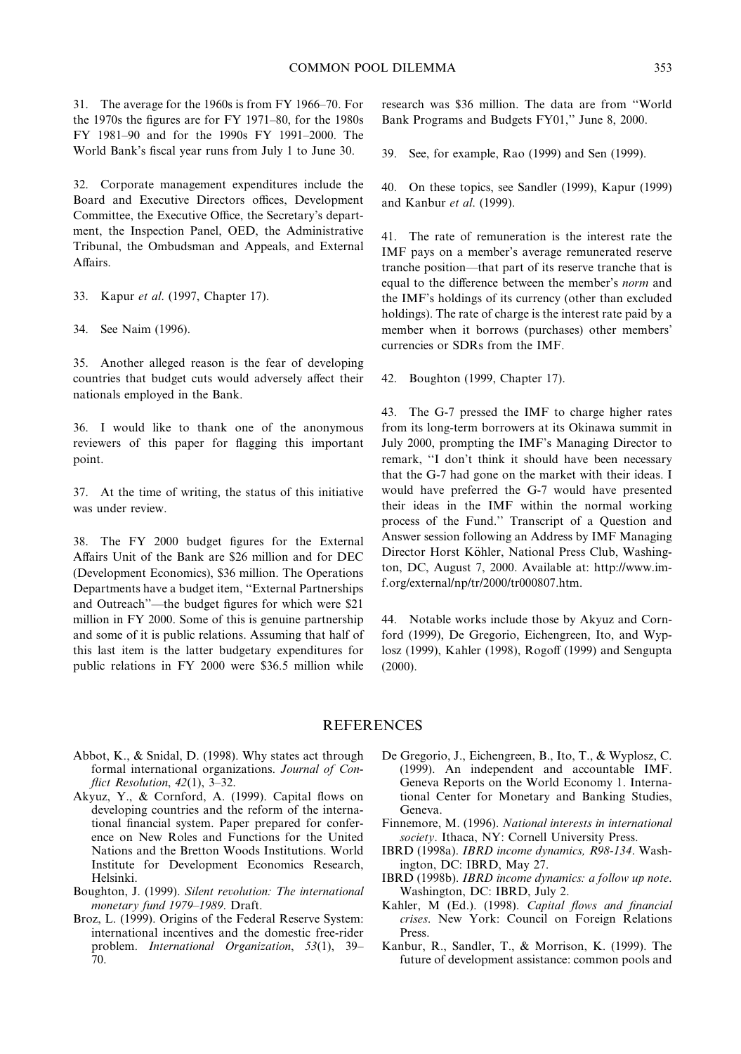31. The average for the 1960s is from FY 1966–70. For the 1970s the figures are for FY 1971–80, for the 1980s FY 1981–90 and for the 1990s FY 1991–2000. The World Bank's fiscal year runs from July 1 to June 30.

32. Corporate management expenditures include the Board and Executive Directors offices, Development Committee, the Executive Office, the Secretary's department, the Inspection Panel, OED, the Administrative Tribunal, the Ombudsman and Appeals, and External Affairs.

33. Kapur *et al*. (1997, Chapter 17).

34. See Naim (1996).

35. Another alleged reason is the fear of developing countries that budget cuts would adversely affect their nationals employed in the Bank.

36. I would like to thank one of the anonymous reviewers of this paper for flagging this important point.

37. At the time of writing, the status of this initiative was under review.

38. The FY 2000 budget figures for the External Affairs Unit of the Bank are $26 million and for DEC (Development Economics), $36 million. The Operations Departments have a budget item, ''External Partnerships and Outreach''—the budget figures for which were $21 million in FY 2000. Some of this is genuine partnership and some of it is public relations. Assuming that half of this last item is the latter budgetary expenditures for public relations in FY 2000 were $36.5 million while research was $36 million. The data are from ''World Bank Programs and Budgets FY01,'' June 8, 2000.

39. See, for example, Rao (1999) and Sen (1999).

40. On these topics, see Sandler (1999), Kapur (1999) and Kanbur *et al*. (1999).

41. The rate of remuneration is the interest rate the IMF pays on a member's average remunerated reserve tranche position—that part of its reserve tranche that is equal to the difference between the member's *norm* and the IMF's holdings of its currency (other than excluded holdings). The rate of charge is the interest rate paid by a member when it borrows (purchases) other members' currencies or SDRs from the IMF.

42. Boughton (1999, Chapter 17).

43. The G-7 pressed the IMF to charge higher rates from its long-term borrowers at its Okinawa summit in July 2000, prompting the IMF's Managing Director to remark, ''I don't think it should have been necessary that the G-7 had gone on the market with their ideas. I would have preferred the G-7 would have presented their ideas in the IMF within the normal working process of the Fund.'' Transcript of a Question and Answer session following an Address by IMF Managing Director Horst Köhler, National Press Club, Washington, DC, August 7, 2000. Available at: http://www.imf.org/external/np/tr/2000/tr000807.htm.

44. Notable works include those by Akyuz and Cornford (1999), De Gregorio, Eichengreen, Ito, and Wyplosz (1999), Kahler (1998), Rogoff (1999) and Sengupta (2000).

## REFERENCES

Abbot, K., & Snidal, D. (1998). Why states act through formal international organizations. *Journal of Conflict Resolution*, *42*(1), 3–32.

Akyuz, Y., & Cornford, A. (1999). Capital flows on developing countries and the reform of the international financial system. Paper prepared for conference on New Roles and Functions for the United Nations and the Bretton Woods Institutions. World Institute for Development Economics Research, Helsinki.

Boughton, J. (1999). *Silent revolution: The international monetary fund 1979–1989*. Draft.

Broz, L. (1999). Origins of the Federal Reserve System: international incentives and the domestic free-rider problem. *International Organization*, *53*(1), 39–70.

De Gregorio, J., Eichengreen, B., Ito, T., & Wyplosz, C. (1999). An independent and accountable IMF. Geneva Reports on the World Economy 1. International Center for Monetary and Banking Studies, Geneva.

Finnemore, M. (1996). *National interests in international society*. Ithaca, NY: Cornell University Press.

IBRD (1998a). *IBRD income dynamics, R98-134*. Washington, DC: IBRD, May 27.

IBRD (1998b). *IBRD income dynamics: a follow up note*. Washington, DC: IBRD, July 2.

Kahler, M (Ed.). (1998). *Capital flows and financial crises*. New York: Council on Foreign Relations Press.

Kanbur, R., Sandler, T., & Morrison, K. (1999). The future of development assistance: common pools and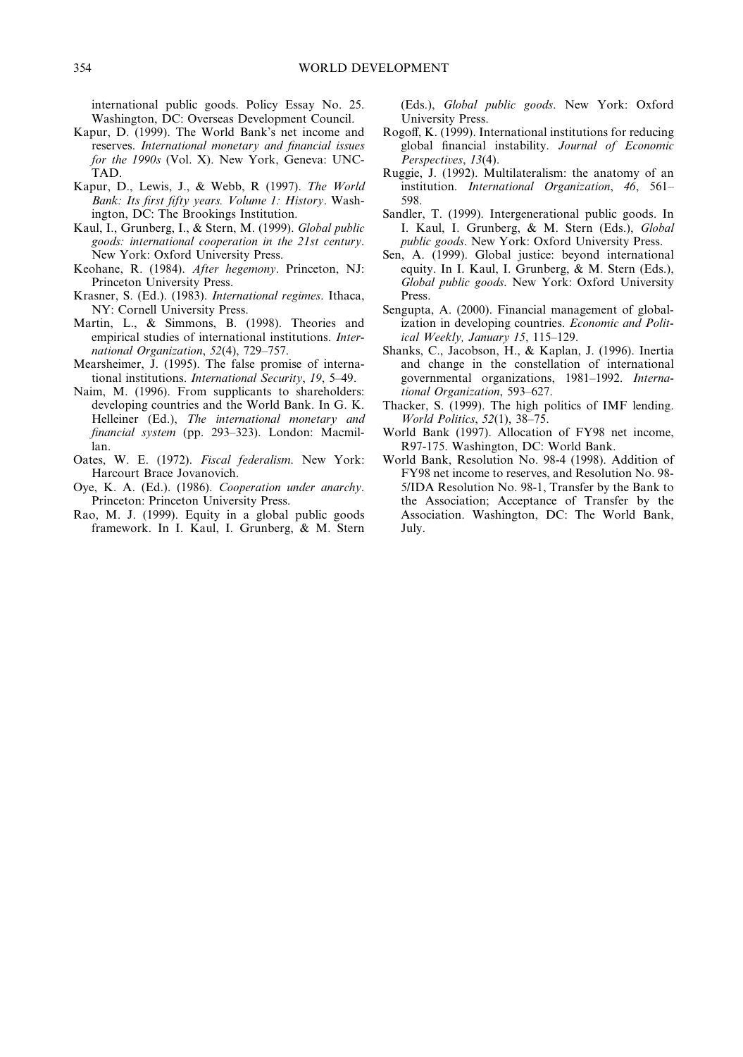international public goods. Policy Essay No. 25. Washington, DC: Overseas Development Council.

Kapur, D. (1999). The World Bank's net income and reserves. *International monetary and financial issues for the 1990s* (Vol. X). New York, Geneva: UNCTAD.

Kapur, D., Lewis, J., & Webb, R (1997). *The World Bank: Its first fifty years. Volume 1: History*. Washington, DC: The Brookings Institution.

Kaul, I., Grunberg, I., & Stern, M. (1999). *Global public goods: international cooperation in the 21st century*. New York: Oxford University Press.

Keohane, R. (1984). *After hegemony*. Princeton, NJ: Princeton University Press.

Krasner, S. (Ed.). (1983). *International regimes*. Ithaca, NY: Cornell University Press.

Martin, L., & Simmons, B. (1998). Theories and empirical studies of international institutions. *International Organization*, *52*(4), 729–757.

Mearsheimer, J. (1995). The false promise of international institutions. *International Security*, *19*, 5–49.

Naim, M. (1996). From supplicants to shareholders: developing countries and the World Bank. In G. K. Helleiner (Ed.), *The international monetary and financial system* (pp. 293–323). London: Macmillan.

Oates, W. E. (1972). *Fiscal federalism*. New York: Harcourt Brace Jovanovich.

Oye, K. A. (Ed.). (1986). *Cooperation under anarchy*. Princeton: Princeton University Press.

Rao, M. J. (1999). Equity in a global public goods framework. In I. Kaul, I. Grunberg, & M. Stern (Eds.), *Global public goods*. New York: Oxford University Press.

Rogoff, K. (1999). International institutions for reducing global financial instability. *Journal of Economic Perspectives*, *13*(4).

Ruggie, J. (1992). Multilateralism: the anatomy of an institution. *International Organization*, *46*, 561–598.

Sandler, T. (1999). Intergenerational public goods. In I. Kaul, I. Grunberg, & M. Stern (Eds.), *Global public goods*. New York: Oxford University Press.

Sen, A. (1999). Global justice: beyond international equity. In I. Kaul, I. Grunberg, & M. Stern (Eds.), *Global public goods*. New York: Oxford University Press.

Sengupta, A. (2000). Financial management of globalization in developing countries. *Economic and Political Weekly, January 15*, 115–129.

Shanks, C., Jacobson, H., & Kaplan, J. (1996). Inertia and change in the constellation of international governmental organizations, 1981–1992. *International Organization*, 593–627.

Thacker, S. (1999). The high politics of IMF lending. *World Politics*, *52*(1), 38–75.

World Bank (1997). Allocation of FY98 net income, R97-175. Washington, DC: World Bank.

World Bank, Resolution No. 98-4 (1998). Addition of FY98 net income to reserves, and Resolution No. 98-5/IDA Resolution No. 98-1, Transfer by the Bank to the Association; Acceptance of Transfer by the Association. Washington, DC: The World Bank, July.